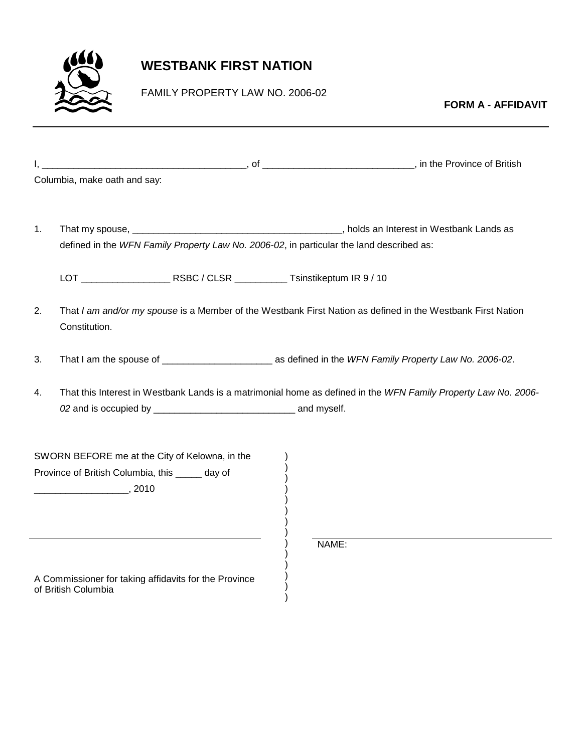# WESTBANK FIRST NATION

FAMILY PROPERTY LAW NO. 2006-02

**FORM A - AFFIDAVIT**

---

I, ________________________________________, of _____________________________, in the Province of British Columbia, make oath and say:

1. That my spouse, _________________________________________, holds an Interest in Westbank Lands as defined in the *WFN Family Property Law No. 2006-02*, in particular the land described as:

   LOT _________________ RSBC / CLSR __________ Tsinstikeptum IR 9 / 10

2. That *I am and/or my spouse* is a Member of the Westbank First Nation as defined in the Westbank First Nation Constitution.

3. That I am the spouse of _____________________ as defined in the *WFN Family Property Law No. 2006-02*.

4. That this Interest in Westbank Lands is a matrimonial home as defined in the *WFN Family Property Law No. 2006-02* and is occupied by ___________________________ and myself.

SWORN BEFORE me at the City of Kelowna, in the Province of British Columbia, this _____ day of __________________, 2010

_____________________________________________

A Commissioner for taking affidavits for the Province of British Columbia

_____________________________________________

NAME: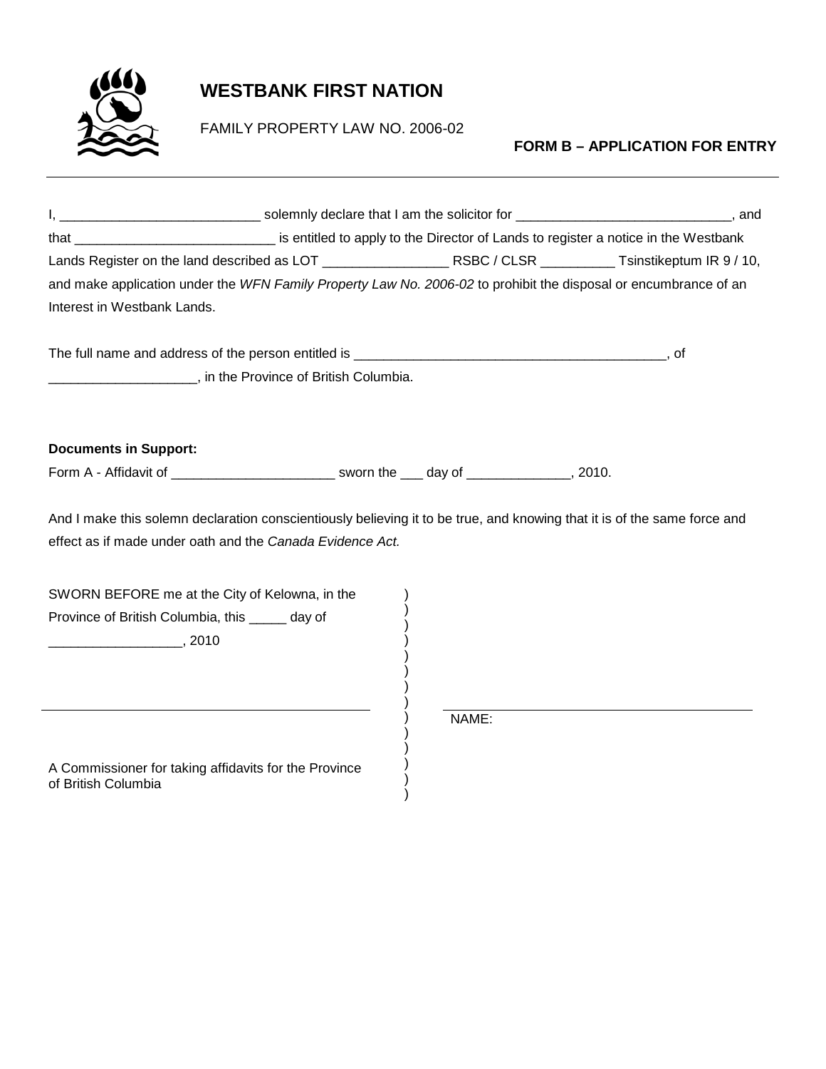# WESTBANK FIRST NATION

FAMILY PROPERTY LAW NO. 2006-02

**FORM B – APPLICATION FOR ENTRY**

---

I, ___________________________ solemnly declare that I am the solicitor for _____________________________, and that ___________________________ is entitled to apply to the Director of Lands to register a notice in the Westbank Lands Register on the land described as LOT _________________ RSBC / CLSR __________ Tsinstikeptum IR 9 / 10, and make application under the *WFN Family Property Law No. 2006-02* to prohibit the disposal or encumbrance of an Interest in Westbank Lands.

The full name and address of the person entitled is ___________________________________________, of ____________________, in the Province of British Columbia.

**Documents in Support:**

Form A - Affidavit of ______________________ sworn the ___ day of ______________, 2010.

And I make this solemn declaration conscientiously believing it to be true, and knowing that it is of the same force and effect as if made under oath and the *Canada Evidence Act.*

SWORN BEFORE me at the City of Kelowna, in the Province of British Columbia, this _____ day of __________________, 2010

_____________________________________________

A Commissioner for taking affidavits for the Province of British Columbia

_____________________________________________

NAME: